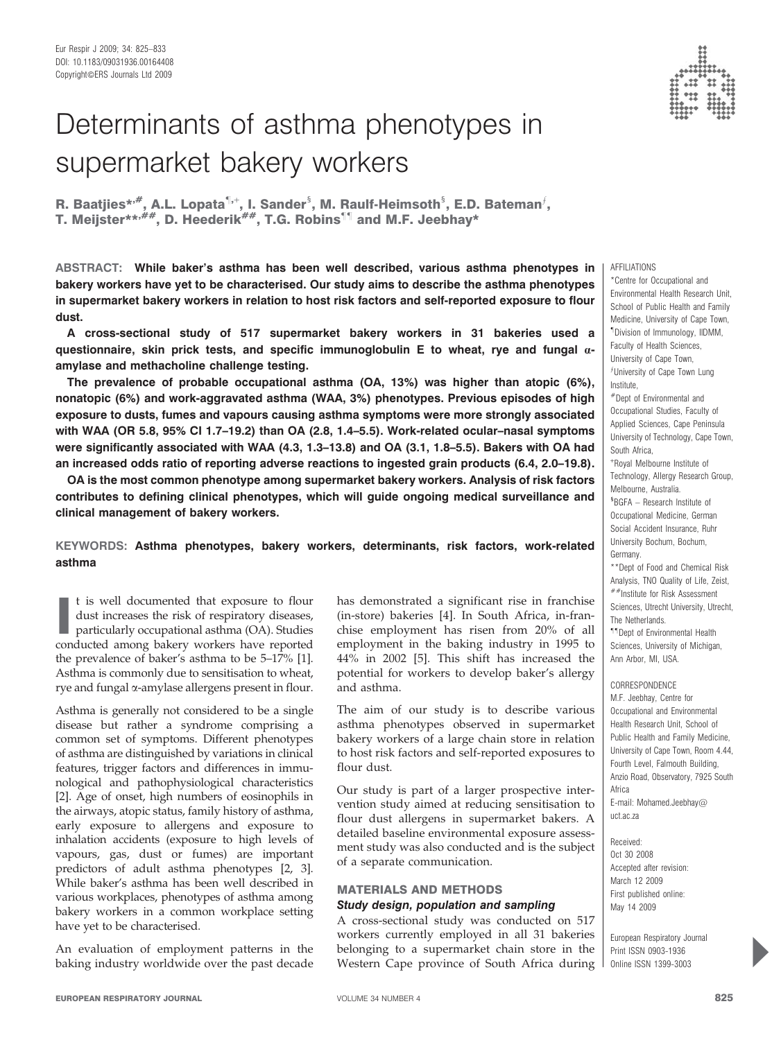# Determinants of asthma phenotypes in supermarket bakery workers

**R. Baatjies*,#, A.L. Lopata¶,+, I. Sander§, M. Raulf-Heimsoth§, E.D. Bateman^ƒ, T. Meijster**,##, D. Heederik##, T.G. Robins¶¶ and M.F. Jeebhay***

**ABSTRACT: While baker's asthma has been well described, various asthma phenotypes in bakery workers have yet to be characterised. Our study aims to describe the asthma phenotypes in supermarket bakery workers in relation to host risk factors and self-reported exposure to flour dust.**

**A cross-sectional study of 517 supermarket bakery workers in 31 bakeries used a questionnaire, skin prick tests, and specific immunoglobulin E to wheat, rye and fungal α-amylase and methacholine challenge testing.**

**The prevalence of probable occupational asthma (OA, 13%) was higher than atopic (6%), nonatopic (6%) and work-aggravated asthma (WAA, 3%) phenotypes. Previous episodes of high exposure to dusts, fumes and vapours causing asthma symptoms were more strongly associated with WAA (OR 5.8, 95% CI 1.7–19.2) than OA (2.8, 1.4–5.5). Work-related ocular–nasal symptoms were significantly associated with WAA (4.3, 1.3–13.8) and OA (3.1, 1.8–5.5). Bakers with OA had an increased odds ratio of reporting adverse reactions to ingested grain products (6.4, 2.0–19.8).**

**OA is the most common phenotype among supermarket bakery workers. Analysis of risk factors contributes to defining clinical phenotypes, which will guide ongoing medical surveillance and clinical management of bakery workers.**

**KEYWORDS: Asthma phenotypes, bakery workers, determinants, risk factors, work-related asthma**

AFFILIATIONS

*Centre for Occupational and Environmental Health Research Unit, School of Public Health and Family Medicine, University of Cape Town,
¶Division of Immunology, IIDMM, Faculty of Health Sciences, University of Cape Town,
ƒUniversity of Cape Town Lung Institute,
#Dept of Environmental and Occupational Studies, Faculty of Applied Sciences, Cape Peninsula University of Technology, Cape Town, South Africa,
+Royal Melbourne Institute of Technology, Allergy Research Group, Melbourne, Australia.
§BGFA – Research Institute of Occupational Medicine, German Social Accident Insurance, Ruhr University Bochum, Bochum, Germany.
**Dept of Food and Chemical Risk Analysis, TNO Quality of Life, Zeist,
##Institute for Risk Assessment Sciences, Utrecht University, Utrecht, The Netherlands.
¶¶Dept of Environmental Health Sciences, University of Michigan, Ann Arbor, MI, USA.

CORRESPONDENCE
M.F. Jeebhay, Centre for Occupational and Environmental Health Research Unit, School of Public Health and Family Medicine, University of Cape Town, Room 4.44, Fourth Level, Falmouth Building, Anzio Road, Observatory, 7925 South Africa
E-mail: Mohamed.Jeebhay@uct.ac.za

Received:
Oct 30 2008
Accepted after revision:
March 12 2009
First published online:
May 14 2009

European Respiratory Journal
Print ISSN 0903-1936
Online ISSN 1399-3003

It is well documented that exposure to flour dust increases the risk of respiratory diseases, particularly occupational asthma (OA). Studies conducted among bakery workers have reported the prevalence of baker's asthma to be 5–17% [1]. Asthma is commonly due to sensitisation to wheat, rye and fungal α-amylase allergens present in flour.

Asthma is generally not considered to be a single disease but rather a syndrome comprising a common set of symptoms. Different phenotypes of asthma are distinguished by variations in clinical features, trigger factors and differences in immunological and pathophysiological characteristics [2]. Age of onset, high numbers of eosinophils in the airways, atopic status, family history of asthma, early exposure to allergens and exposure to inhalation accidents (exposure to high levels of vapours, gas, dust or fumes) are important predictors of adult asthma phenotypes [2, 3]. While baker's asthma has been well described in various workplaces, phenotypes of asthma among bakery workers in a common workplace setting have yet to be characterised.

An evaluation of employment patterns in the baking industry worldwide over the past decade has demonstrated a significant rise in franchise (in-store) bakeries [4]. In South Africa, in-franchise employment has risen from 20% of all employment in the baking industry in 1995 to 44% in 2002 [5]. This shift has increased the potential for workers to develop baker's allergy and asthma.

The aim of our study is to describe various asthma phenotypes observed in supermarket bakery workers of a large chain store in relation to host risk factors and self-reported exposures to flour dust.

Our study is part of a larger prospective intervention study aimed at reducing sensitisation to flour dust allergens in supermarket bakers. A detailed baseline environmental exposure assessment study was also conducted and is the subject of a separate communication.

## MATERIALS AND METHODS

### Study design, population and sampling

A cross-sectional study was conducted on 517 workers currently employed in all 31 bakeries belonging to a supermarket chain store in the Western Cape province of South Africa during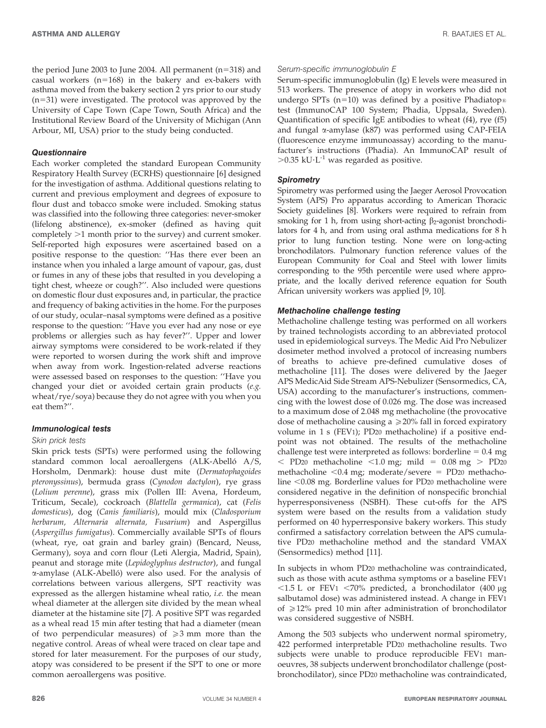the period June 2003 to June 2004. All permanent (n=318) and casual workers (n=168) in the bakery and ex-bakers with asthma moved from the bakery section 2 yrs prior to our study (n=31) were investigated. The protocol was approved by the University of Cape Town (Cape Town, South Africa) and the Institutional Review Board of the University of Michigan (Ann Arbour, MI, USA) prior to the study being conducted.

### Questionnaire

Each worker completed the standard European Community Respiratory Health Survey (ECRHS) questionnaire [6] designed for the investigation of asthma. Additional questions relating to current and previous employment and degrees of exposure to flour dust and tobacco smoke were included. Smoking status was classified into the following three categories: never-smoker (lifelong abstinence), ex-smoker (defined as having quit completely >1 month prior to the survey) and current smoker. Self-reported high exposures were ascertained based on a positive response to the question: ''Has there ever been an instance when you inhaled a large amount of vapour, gas, dust or fumes in any of these jobs that resulted in you developing a tight chest, wheeze or cough?''. Also included were questions on domestic flour dust exposures and, in particular, the practice and frequency of baking activities in the home. For the purposes of our study, ocular–nasal symptoms were defined as a positive response to the question: ''Have you ever had any nose or eye problems or allergies such as hay fever?''. Upper and lower airway symptoms were considered to be work-related if they were reported to worsen during the work shift and improve when away from work. Ingestion-related adverse reactions were assessed based on responses to the question: ''Have you changed your diet or avoided certain grain products (*e.g.* wheat/rye/soya) because they do not agree with you when you eat them?''.

### Immunological tests

#### Skin prick tests

Skin prick tests (SPTs) were performed using the following standard common local aeroallergens (ALK-Abelló A/S, Horsholm, Denmark): house dust mite (*Dermatophagoides pteronyssinus*), bermuda grass (*Cynodon dactylon*), rye grass (*Lolium perenne*), grass mix (Pollen III: Avena, Hordeum, Triticum, Secale), cockroach (*Blattella germanica*), cat (*Felis domesticus*), dog (*Canis familiaris*), mould mix (*Cladosporium herbarum, Alternaria alternata, Fusarium*) and Aspergillus (*Aspergillus fumigatus*). Commercially available SPTs of flours (wheat, rye, oat grain and barley grain) (Bencard, Neuss, Germany), soya and corn flour (Leti Alergia, Madrid, Spain), peanut and storage mite (*Lepidoglyphus destructor*), and fungal $\alpha$-amylase (ALK-Abelló) were also used. For the analysis of correlations between various allergens, SPT reactivity was expressed as the allergen histamine wheal ratio, *i.e.* the mean wheal diameter at the allergen site divided by the mean wheal diameter at the histamine site [7]. A positive SPT was regarded as a wheal read 15 min after testing that had a diameter (mean of two perpendicular measures) of $\geqslant$3 mm more than the negative control. Areas of wheal were traced on clear tape and stored for later measurement. For the purposes of our study, atopy was considered to be present if the SPT to one or more common aeroallergens was positive.

#### Serum-specific immunoglobulin E

Serum-specific immunoglobulin (Ig) E levels were measured in 513 workers. The presence of atopy in workers who did not undergo SPTs (n=10) was defined by a positive Phadiatop® test (ImmunoCAP 100 System; Phadia, Uppsala, Sweden). Quantification of specific IgE antibodies to wheat (f4), rye (f5) and fungal $\alpha$-amylase (k87) was performed using CAP-FEIA (fluorescence enzyme immunoassay) according to the manufacturer's instructions (Phadia). An ImmunoCAP result of >0.35 $kU \cdot L^{-1}$ was regarded as positive.

### Spirometry

Spirometry was performed using the Jaeger Aerosol Provocation System (APS) Pro apparatus according to American Thoracic Society guidelines [8]. Workers were required to refrain from smoking for 1 h, from using short-acting $\beta_2$-agonist bronchodilators for 4 h, and from using oral asthma medications for 8 h prior to lung function testing. None were on long-acting bronchodilators. Pulmonary function reference values of the European Community for Coal and Steel with lower limits corresponding to the 95th percentile were used where appropriate, and the locally derived reference equation for South African university workers was applied [9, 10].

### Methacholine challenge testing

Methacholine challenge testing was performed on all workers by trained technologists according to an abbreviated protocol used in epidemiological surveys. The Medic Aid Pro Nebulizer dosimeter method involved a protocol of increasing numbers of breaths to achieve pre-defined cumulative doses of methacholine [11]. The doses were delivered by the Jaeger APS MedicAid Side Stream APS-Nebulizer (Sensormedics, CA, USA) according to the manufacturer's instructions, commencing with the lowest dose of 0.026 mg. The dose was increased to a maximum dose of 2.048 mg methacholine (the provocative dose of methacholine causing a $\geqslant$20% fall in forced expiratory volume in 1 s ($FEV_1$); $PD_{20}$ methacholine) if a positive endpoint was not obtained. The results of the methacholine challenge test were interpreted as follows: borderline = 0.4 mg < $PD_{20}$ methacholine <1.0 mg; mild = 0.08 mg > $PD_{20}$ methacholine <0.4 mg; moderate/severe = $PD_{20}$ methacholine <0.08 mg. Borderline values for $PD_{20}$ methacholine were considered negative in the definition of nonspecific bronchial hyperresponsiveness (NSBH). These cut-offs for the APS system were based on the results from a validation study performed on 40 hyperresponsive bakery workers. This study confirmed a satisfactory correlation between the APS cumulative $PD_{20}$ methacholine method and the standard VMAX (Sensormedics) method [11].

In subjects in whom $PD_{20}$ methacholine was contraindicated, such as those with acute asthma symptoms or a baseline $FEV_1$ <1.5 L or $FEV_1$ <70% predicted, a bronchodilator (400 µg salbutamol dose) was administered instead. A change in $FEV_1$ of $\geqslant$12% pred 10 min after administration of bronchodilator was considered suggestive of NSBH.

Among the 503 subjects who underwent normal spirometry, 422 performed interpretable $PD_{20}$ methacholine results. Two subjects were unable to produce reproducible $FEV_1$ manoeuvres, 38 subjects underwent bronchodilator challenge (post-bronchodilator), since $PD_{20}$ methacholine was contraindicated,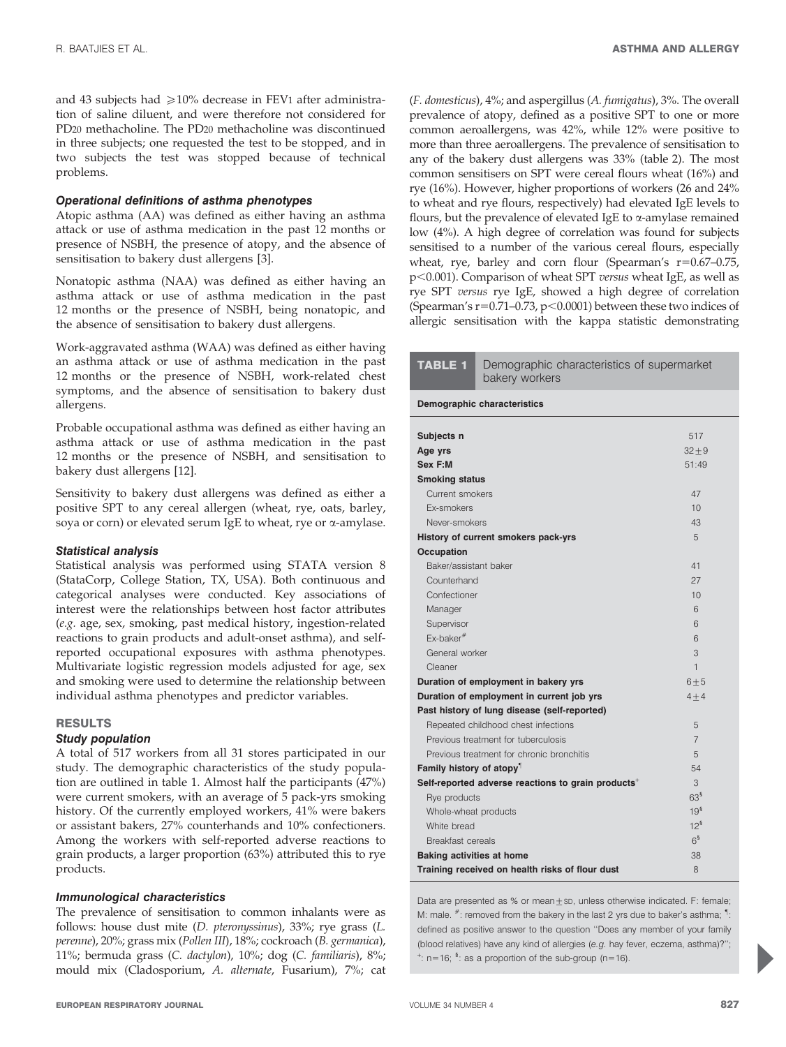and 43 subjects had ≥10% decrease in $FEV_1$ after administration of saline diluent, and were therefore not considered for $PD_{20}$ methacholine. The $PD_{20}$ methacholine was discontinued in three subjects; one requested the test to be stopped, and in two subjects the test was stopped because of technical problems.

### *Operational definitions of asthma phenotypes*

Atopic asthma (AA) was defined as either having an asthma attack or use of asthma medication in the past 12 months or presence of NSBH, the presence of atopy, and the absence of sensitisation to bakery dust allergens [3].

Nonatopic asthma (NAA) was defined as either having an asthma attack or use of asthma medication in the past 12 months or the presence of NSBH, being nonatopic, and the absence of sensitisation to bakery dust allergens.

Work-aggravated asthma (WAA) was defined as either having an asthma attack or use of asthma medication in the past 12 months or the presence of NSBH, work-related chest symptoms, and the absence of sensitisation to bakery dust allergens.

Probable occupational asthma was defined as either having an asthma attack or use of asthma medication in the past 12 months or the presence of NSBH, and sensitisation to bakery dust allergens [12].

Sensitivity to bakery dust allergens was defined as either a positive SPT to any cereal allergen (wheat, rye, oats, barley, soya or corn) or elevated serum IgE to wheat, rye or α-amylase.

### *Statistical analysis*

Statistical analysis was performed using STATA version 8 (StataCorp, College Station, TX, USA). Both continuous and categorical analyses were conducted. Key associations of interest were the relationships between host factor attributes (*e.g.* age, sex, smoking, past medical history, ingestion-related reactions to grain products and adult-onset asthma), and self-reported occupational exposures with asthma phenotypes. Multivariate logistic regression models adjusted for age, sex and smoking were used to determine the relationship between individual asthma phenotypes and predictor variables.

## RESULTS

### *Study population*

A total of 517 workers from all 31 stores participated in our study. The demographic characteristics of the study population are outlined in table 1. Almost half the participants (47%) were current smokers, with an average of 5 pack-yrs smoking history. Of the currently employed workers, 41% were bakers or assistant bakers, 27% counterhands and 10% confectioners. Among the workers with self-reported adverse reactions to grain products, a larger proportion (63%) attributed this to rye products.

### *Immunological characteristics*

The prevalence of sensitisation to common inhalants were as follows: house dust mite (*D. pteronyssinus*), 33%; rye grass (*L. perenne*), 20%; grass mix (*Pollen III*), 18%; cockroach (*B. germanica*), 11%; bermuda grass (*C. dactylon*), 10%; dog (*C. familiaris*), 8%; mould mix (Cladosporium, *A. alternate*, Fusarium), 7%; cat (*F. domesticus*), 4%; and aspergillus (*A. fumigatus*), 3%. The overall prevalence of atopy, defined as a positive SPT to one or more common aeroallergens, was 42%, while 12% were positive to more than three aeroallergens. The prevalence of sensitisation to any of the bakery dust allergens was 33% (table 2). The most common sensitisers on SPT were cereal flours wheat (16%) and rye (16%). However, higher proportions of workers (26 and 24% to wheat and rye flours, respectively) had elevated IgE levels to flours, but the prevalence of elevated IgE to α-amylase remained low (4%). A high degree of correlation was found for subjects sensitised to a number of the various cereal flours, especially wheat, rye, barley and corn flour (Spearman's $r=0.67–0.75$, $p<0.001$). Comparison of wheat SPT *versus* wheat IgE, as well as rye SPT *versus* rye IgE, showed a high degree of correlation (Spearman's $r=0.71–0.73$, $p<0.0001$) between these two indices of allergic sensitisation with the kappa statistic demonstrating

**TABLE 1** Demographic characteristics of supermarket bakery workers

| **Demographic characteristics** | |
|---|---|
| **Subjects n** | 517 |
| **Age yrs** | 32±9 |
| **Sex F:M** | 51:49 |
| **Smoking status** | |
| Current smokers | 47 |
| Ex-smokers | 10 |
| Never-smokers | 43 |
| **History of current smokers pack-yrs** | 5 |
| **Occupation** | |
| Baker/assistant baker | 41 |
| Counterhand | 27 |
| Confectioner | 10 |
| Manager | 6 |
| Supervisor | 6 |
| Ex-baker[#] | 6 |
| General worker | 3 |
| Cleaner | 1 |
| **Duration of employment in bakery yrs** | 6±5 |
| **Duration of employment in current job yrs** | 4±4 |
| **Past history of lung disease (self-reported)** | |
| Repeated childhood chest infections | 5 |
| Previous treatment for tuberculosis | 7 |
| Previous treatment for chronic bronchitis | 5 |
| **Family history of atopy**[¶] | 54 |
| **Self-reported adverse reactions to grain products**[+] | 3 |
| Rye products | 63[§] |
| Whole-wheat products | 19[§] |
| White bread | 12[§] |
| Breakfast cereals | 6[§] |
| **Baking activities at home** | 38 |
| **Training received on health risks of flour dust** | 8 |

Data are presented as % or mean±SD, unless otherwise indicated. F: female; M: male. [#]: removed from the bakery in the last 2 yrs due to baker's asthma; [¶]: defined as positive answer to the question "Does any member of your family (blood relatives) have any kind of allergies (*e.g.* hay fever, eczema, asthma)?"; [+]: n=16; [§]: as a proportion of the sub-group (n=16).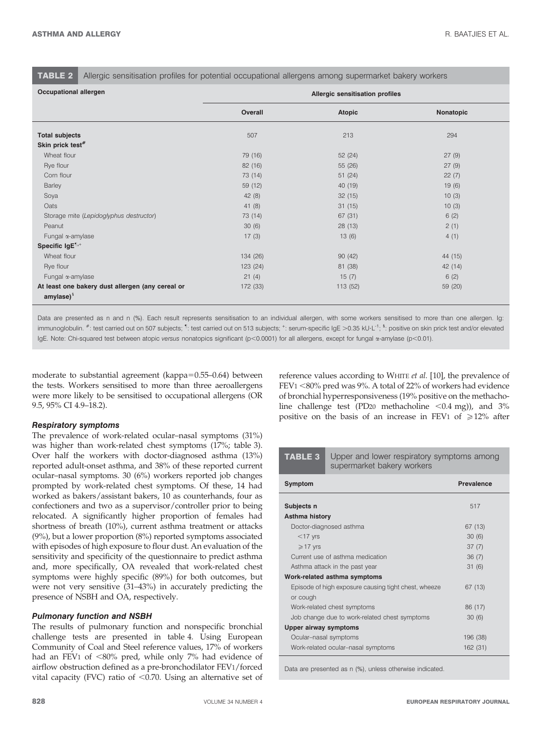**TABLE 2** Allergic sensitisation profiles for potential occupational allergens among supermarket bakery workers

| Occupational allergen | Allergic sensitisation profiles | | |
|---|---|---|---|
| | Overall | Atopic | Nonatopic |
| **Total subjects** | 507 | 213 | 294 |
| **Skin prick test**[#] | | | |
| Wheat flour | 79 (16) | 52 (24) | 27 (9) |
| Rye flour | 82 (16) | 55 (26) | 27 (9) |
| Corn flour | 73 (14) | 51 (24) | 22 (7) |
| Barley | 59 (12) | 40 (19) | 19 (6) |
| Soya | 42 (8) | 32 (15) | 10 (3) |
| Oats | 41 (8) | 31 (15) | 10 (3) |
| Storage mite (*Lepidoglyphus destructor*) | 73 (14) | 67 (31) | 6 (2) |
| Peanut | 30 (6) | 28 (13) | 2 (1) |
| Fungal α-amylase | 17 (3) | 13 (6) | 4 (1) |
| **Specific IgE**[¶,+] | | | |
| Wheat flour | 134 (26) | 90 (42) | 44 (15) |
| Rye flour | 123 (24) | 81 (38) | 42 (14) |
| Fungal α-amylase | 21 (4) | 15 (7) | 6 (2) |
| **At least one bakery dust allergen (any cereal or amylase)**[§] | 172 (33) | 113 (52) | 59 (20) |

Data are presented as n and n (%). Each result represents sensitisation to an individual allergen, with some workers sensitised to more than one allergen. Ig: immunoglobulin. [#]: test carried out on 507 subjects; [¶]: test carried out on 513 subjects; [+]: serum-specific IgE >0.35 kU·L$^{-1}$; [§]: positive on skin prick test and/or elevated IgE. Note: Chi-squared test between atopic *versus* nonatopics significant ($p<0.0001$) for all allergens, except for fungal α-amylase ($p<0.01$).

moderate to substantial agreement (kappa=0.55–0.64) between the tests. Workers sensitised to more than three aeroallergens were more likely to be sensitised to occupational allergens (OR 9.5, 95% CI 4.9–18.2).

### *Respiratory symptoms*

The prevalence of work-related ocular–nasal symptoms (31%) was higher than work-related chest symptoms (17%; table 3). Over half the workers with doctor-diagnosed asthma (13%) reported adult-onset asthma, and 38% of these reported current ocular–nasal symptoms. 30 (6%) workers reported job changes prompted by work-related chest symptoms. Of these, 14 had worked as bakers/assistant bakers, 10 as counterhands, four as confectioners and two as a supervisor/controller prior to being relocated. A significantly higher proportion of females had shortness of breath (10%), current asthma treatment or attacks (9%), but a lower proportion (8%) reported symptoms associated with episodes of high exposure to flour dust. An evaluation of the sensitivity and specificity of the questionnaire to predict asthma and, more specifically, OA revealed that work-related chest symptoms were highly specific (89%) for both outcomes, but were not very sensitive (31–43%) in accurately predicting the presence of NSBH and OA, respectively.

### *Pulmonary function and NSBH*

The results of pulmonary function and nonspecific bronchial challenge tests are presented in table 4. Using European Community of Coal and Steel reference values, 17% of workers had an $FEV_1$ of <80% pred, while only 7% had evidence of airflow obstruction defined as a pre-bronchodilator $FEV_1$/forced vital capacity (FVC) ratio of <0.70. Using an alternative set of reference values according to WHITE *et al.* [10], the prevalence of $FEV_1$ <80% pred was 9%. A total of 22% of workers had evidence of bronchial hyperresponsiveness (19% positive on the methacholine challenge test ($PD_{20}$ methacholine <0.4 mg)), and 3% positive on the basis of an increase in $FEV_1$ of ⩾12% after

**TABLE 3** Upper and lower respiratory symptoms among supermarket bakery workers

| Symptom | Prevalence |
|---|---|
| **Subjects n** | 517 |
| **Asthma history** | |
| Doctor-diagnosed asthma | 67 (13) |
| <17 yrs | 30 (6) |
| ⩾17 yrs | 37 (7) |
| Current use of asthma medication | 36 (7) |
| Asthma attack in the past year | 31 (6) |
| **Work-related asthma symptoms** | |
| Episode of high exposure causing tight chest, wheeze or cough | 67 (13) |
| Work-related chest symptoms | 86 (17) |
| Job change due to work-related chest symptoms | 30 (6) |
| **Upper airway symptoms** | |
| Ocular–nasal symptoms | 196 (38) |
| Work-related ocular–nasal symptoms | 162 (31) |

Data are presented as n (%), unless otherwise indicated.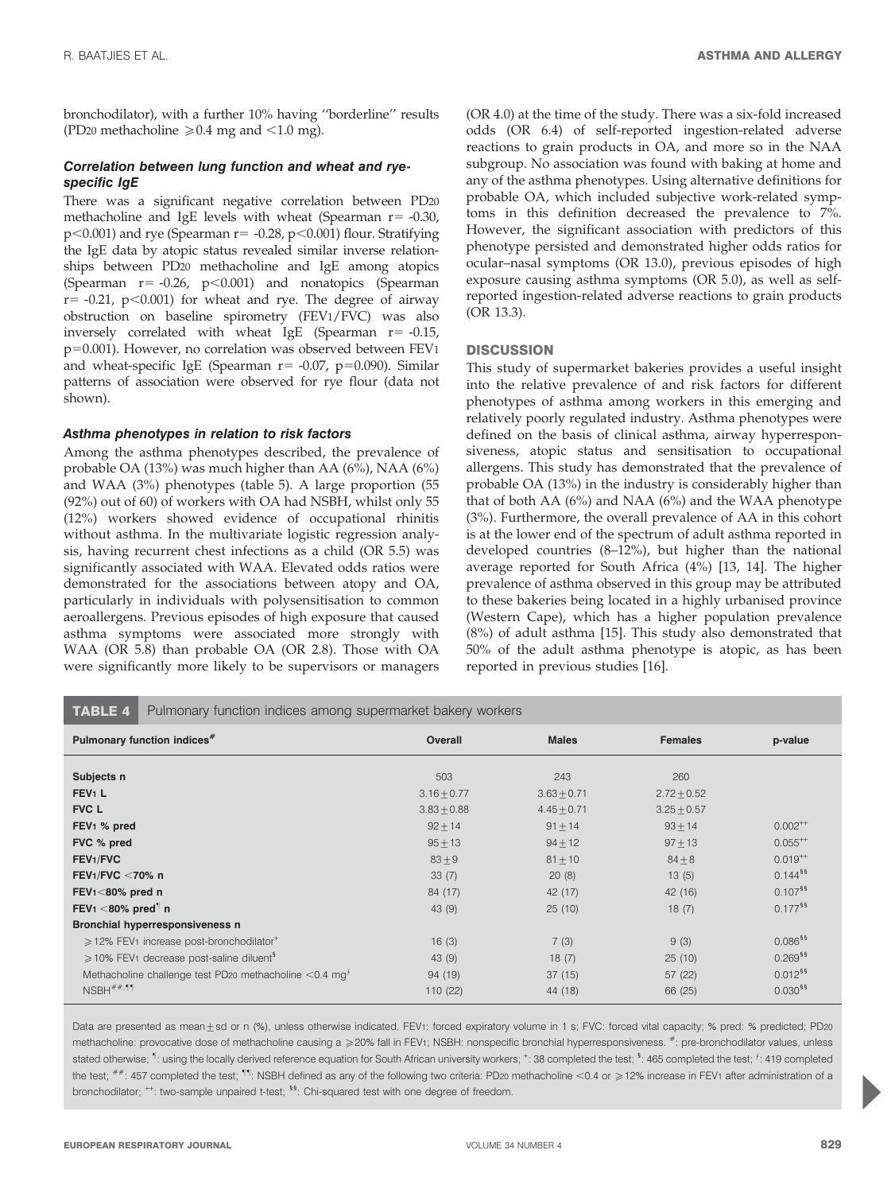bronchodilator), with a further 10% having "borderline" results ($PD_{20}$ methacholine $\geqslant$0.4 mg and <1.0 mg).

### Correlation between lung function and wheat and rye-specific IgE

There was a significant negative correlation between $PD_{20}$ methacholine and IgE levels with wheat (Spearman r= -0.30, p<0.001) and rye (Spearman r= -0.28, p<0.001) flour. Stratifying the IgE data by atopic status revealed similar inverse relationships between $PD_{20}$ methacholine and IgE among atopics (Spearman r= -0.26, p<0.001) and nonatopics (Spearman r= -0.21, p<0.001) for wheat and rye. The degree of airway obstruction on baseline spirometry ($FEV_1$/FVC) was also inversely correlated with wheat IgE (Spearman r= -0.15, p=0.001). However, no correlation was observed between $FEV_1$ and wheat-specific IgE (Spearman r= -0.07, p=0.090). Similar patterns of association were observed for rye flour (data not shown).

### Asthma phenotypes in relation to risk factors

Among the asthma phenotypes described, the prevalence of probable OA (13%) was much higher than AA (6%), NAA (6%) and WAA (3%) phenotypes (table 5). A large proportion (55 (92%) out of 60) of workers with OA had NSBH, whilst only 55 (12%) workers showed evidence of occupational rhinitis without asthma. In the multivariate logistic regression analysis, having recurrent chest infections as a child (OR 5.5) was significantly associated with WAA. Elevated odds ratios were demonstrated for the associations between atopy and OA, particularly in individuals with polysensitisation to common aeroallergens. Previous episodes of high exposure that caused asthma symptoms were associated more strongly with WAA (OR 5.8) than probable OA (OR 2.8). Those with OA were significantly more likely to be supervisors or managers (OR 4.0) at the time of the study. There was a six-fold increased odds (OR 6.4) of self-reported ingestion-related adverse reactions to grain products in OA, and more so in the NAA subgroup. No association was found with baking at home and any of the asthma phenotypes. Using alternative definitions for probable OA, which included subjective work-related symptoms in this definition decreased the prevalence to 7%. However, the significant association with predictors of this phenotype persisted and demonstrated higher odds ratios for ocular–nasal symptoms (OR 13.0), previous episodes of high exposure causing asthma symptoms (OR 5.0), as well as self-reported ingestion-related adverse reactions to grain products (OR 13.3).

## DISCUSSION

This study of supermarket bakeries provides a useful insight into the relative prevalence of and risk factors for different phenotypes of asthma among workers in this emerging and relatively poorly regulated industry. Asthma phenotypes were defined on the basis of clinical asthma, airway hyperresponsiveness, atopic status and sensitisation to occupational allergens. This study has demonstrated that the prevalence of probable OA (13%) in the industry is considerably higher than that of both AA (6%) and NAA (6%) and the WAA phenotype (3%). Furthermore, the overall prevalence of AA in this cohort is at the lower end of the spectrum of adult asthma reported in developed countries (8–12%), but higher than the national average reported for South Africa (4%) [13, 14]. The higher prevalence of asthma observed in this group may be attributed to these bakeries being located in a highly urbanised province (Western Cape), which has a higher population prevalence (8%) of adult asthma [15]. This study also demonstrated that 50% of the adult asthma phenotype is atopic, as has been reported in previous studies [16].

**TABLE 4** Pulmonary function indices among supermarket bakery workers

| Pulmonary function indices[#] | Overall | Males | Females | p-value |
|---|---|---|---|---|
| **Subjects n** | 503 | 243 | 260 | |
| **$FEV_1$ L** | 3.16±0.77 | 3.63±0.71 | 2.72±0.52 | |
| **FVC L** | 3.83±0.88 | 4.45±0.71 | 3.25±0.57 | |
| **$FEV_1$ % pred** | 92±14 | 91±14 | 93±14 | 0.002[++] |
| **FVC % pred** | 95±13 | 94±12 | 97±13 | 0.055[++] |
| **$FEV_1$/FVC** | 83±9 | 81±10 | 84±8 | 0.019[++] |
| **$FEV_1$/FVC <70% n** | 33 (7) | 20 (8) | 13 (5) | 0.144[§§] |
| **$FEV_1$<80% pred n** | 84 (17) | 42 (17) | 42 (16) | 0.107[§§] |
| **$FEV_1$ <80% pred[¶] n** | 43 (9) | 25 (10) | 18 (7) | 0.177[§§] |
| **Bronchial hyperresponsiveness n** | | | | |
| $\geqslant$12% $FEV_1$ increase post-bronchodilator[+] | 16 (3) | 7 (3) | 9 (3) | 0.086[§§] |
| $\geqslant$10% $FEV_1$ decrease post-saline diluent[§] | 43 (9) | 18 (7) | 25 (10) | 0.269[§§] |
| Methacholine challenge test $PD_{20}$ methacholine <0.4 mg[ƒ] | 94 (19) | 37 (15) | 57 (22) | 0.012[§§] |
| NSBH[##,¶¶] | 110 (22) | 44 (18) | 66 (25) | 0.030[§§] |

Data are presented as mean±sd or n (%), unless otherwise indicated. $FEV_1$: forced expiratory volume in 1 s; FVC: forced vital capacity; % pred: % predicted; $PD_{20}$ methacholine: provocative dose of methacholine causing a $\geqslant$20% fall in $FEV_1$; NSBH: nonspecific bronchial hyperresponsiveness. [#]: pre-bronchodilator values, unless stated otherwise; [¶]: using the locally derived reference equation for South African university workers; [+]: 38 completed the test; [§]: 465 completed the test; [ƒ]: 419 completed the test; [##]: 457 completed the test; [¶¶]: NSBH defined as any of the following two criteria: $PD_{20}$ methacholine <0.4 or $\geqslant$12% increase in $FEV_1$ after administration of a bronchodilator; [++]: two-sample unpaired t-test; [§§]: Chi-squared test with one degree of freedom.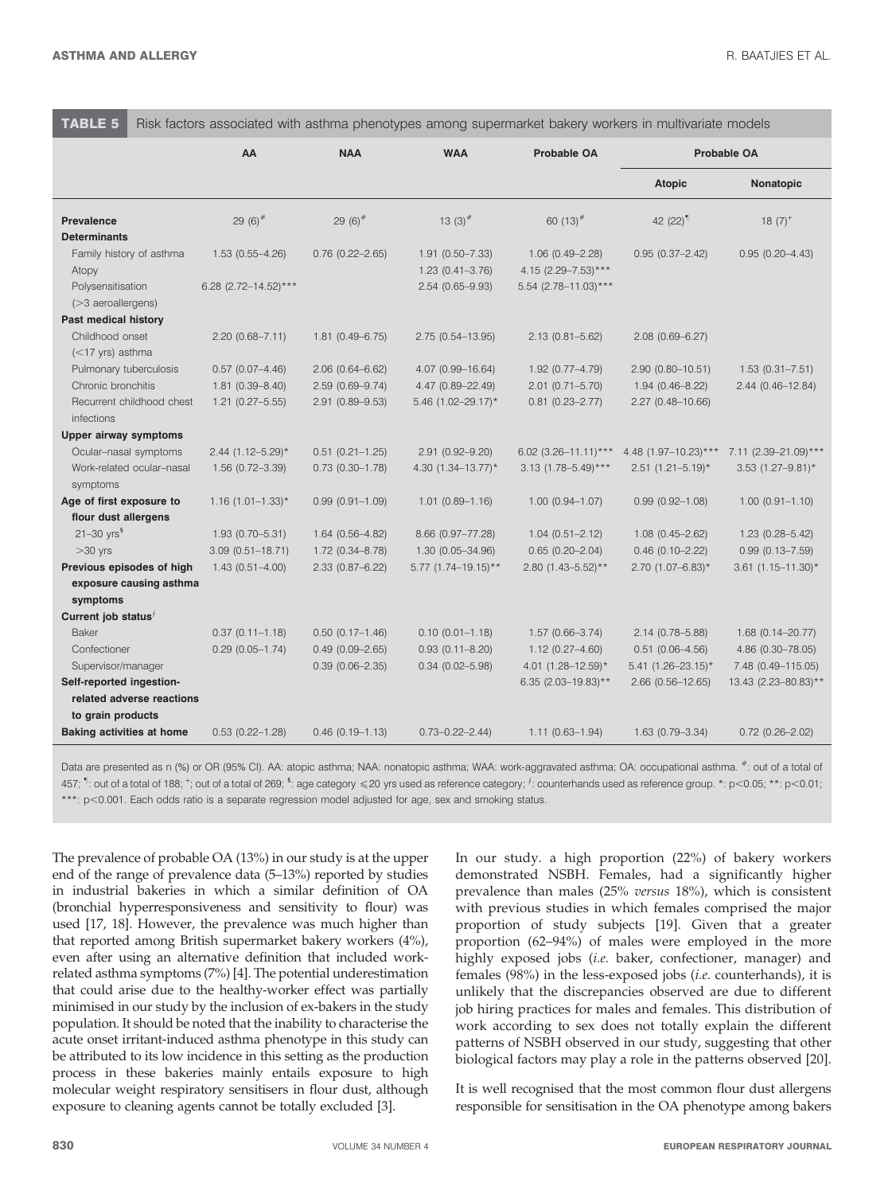**TABLE 5** Risk factors associated with asthma phenotypes among supermarket bakery workers in multivariate models

| | AA | NAA | WAA | Probable OA | Probable OA | |
|---|---|---|---|---|---|---|
| | | | | | Atopic | Nonatopic |
| **Prevalence** | 29 (6)[#] | 29 (6)[#] | 13 (3)[#] | 60 (13)[#] | 42 (22)[¶] | 18 (7)[+] |
| **Determinants** | | | | | | |
| Family history of asthma | 1.53 (0.55–4.26) | 0.76 (0.22–2.65) | 1.91 (0.50–7.33) | 1.06 (0.49–2.28) | 0.95 (0.37–2.42) | 0.95 (0.20–4.43) |
| Atopy | | | 1.23 (0.41–3.76) | 4.15 (2.29–7.53)*** | | |
| Polysensitisation (>3 aeroallergens) | 6.28 (2.72–14.52)*** | | 2.54 (0.65–9.93) | 5.54 (2.78–11.03)*** | | |
| **Past medical history** | | | | | | |
| Childhood onset (<17 yrs) asthma | 2.20 (0.68–7.11) | 1.81 (0.49–6.75) | 2.75 (0.54–13.95) | 2.13 (0.81–5.62) | 2.08 (0.69–6.27) | |
| Pulmonary tuberculosis | 0.57 (0.07–4.46) | 2.06 (0.64–6.62) | 4.07 (0.99–16.64) | 1.92 (0.77–4.79) | 2.90 (0.80–10.51) | 1.53 (0.31–7.51) |
| Chronic bronchitis | 1.81 (0.39–8.40) | 2.59 (0.69–9.74) | 4.47 (0.89–22.49) | 2.01 (0.71–5.70) | 1.94 (0.46–8.22) | 2.44 (0.46–12.84) |
| Recurrent childhood chest infections | 1.21 (0.27–5.55) | 2.91 (0.89–9.53) | 5.46 (1.02–29.17)* | 0.81 (0.23–2.77) | 2.27 (0.48–10.66) | |
| **Upper airway symptoms** | | | | | | |
| Ocular–nasal symptoms | 2.44 (1.12–5.29)* | 0.51 (0.21–1.25) | 2.91 (0.92–9.20) | 6.02 (3.26–11.11)*** | 4.48 (1.97–10.23)*** | 7.11 (2.39–21.09)*** |
| Work-related ocular–nasal symptoms | 1.56 (0.72–3.39) | 0.73 (0.30–1.78) | 4.30 (1.34–13.77)* | 3.13 (1.78–5.49)*** | 2.51 (1.21–5.19)* | 3.53 (1.27–9.81)* |
| **Age of first exposure to flour dust allergens** | 1.16 (1.01–1.33)* | 0.99 (0.91–1.09) | 1.01 (0.89–1.16) | 1.00 (0.94–1.07) | 0.99 (0.92–1.08) | 1.00 (0.91–1.10) |
| 21–30 yrs[§] | 1.93 (0.70–5.31) | 1.64 (0.56–4.82) | 8.66 (0.97–77.28) | 1.04 (0.51–2.12) | 1.08 (0.45–2.62) | 1.23 (0.28–5.42) |
| >30 yrs | 3.09 (0.51–18.71) | 1.72 (0.34–8.78) | 1.30 (0.05–34.96) | 0.65 (0.20–2.04) | 0.46 (0.10–2.22) | 0.99 (0.13–7.59) |
| **Previous episodes of high exposure causing asthma symptoms** | 1.43 (0.51–4.00) | 2.33 (0.87–6.22) | 5.77 (1.74–19.15)** | 2.80 (1.43–5.52)** | 2.70 (1.07–6.83)* | 3.61 (1.15–11.30)* |
| **Current job status**[ƒ] | | | | | | |
| Baker | 0.37 (0.11–1.18) | 0.50 (0.17–1.46) | 0.10 (0.01–1.18) | 1.57 (0.66–3.74) | 2.14 (0.78–5.88) | 1.68 (0.14–20.77) |
| Confectioner | 0.29 (0.05–1.74) | 0.49 (0.09–2.65) | 0.93 (0.11–8.20) | 1.12 (0.27–4.60) | 0.51 (0.06–4.56) | 4.86 (0.30–78.05) |
| Supervisor/manager | | 0.39 (0.06–2.35) | 0.34 (0.02–5.98) | 4.01 (1.28–12.59)* | 5.41 (1.26–23.15)* | 7.48 (0.49–115.05) |
| **Self-reported ingestion-related adverse reactions to grain products** | | | | 6.35 (2.03–19.83)** | 2.66 (0.56–12.65) | 13.43 (2.23–80.83)** |
| **Baking activities at home** | 0.53 (0.22–1.28) | 0.46 (0.19–1.13) | 0.73–0.22–2.44) | 1.11 (0.63–1.94) | 1.63 (0.79–3.34) | 0.72 (0.26–2.02) |

Data are presented as n (%) or OR (95% CI). AA: atopic asthma; NAA: nonatopic asthma; WAA: work-aggravated asthma; OA: occupational asthma. #: out of a total of 457; ¶: out of a total of 188; +; out of a total of 269; §: age category ⩽20 yrs used as reference category; ƒ: counterhands used as reference group. *: p<0.05; **: p<0.01; ***: p<0.001. Each odds ratio is a separate regression model adjusted for age, sex and smoking status.

The prevalence of probable OA (13%) in our study is at the upper end of the range of prevalence data (5–13%) reported by studies in industrial bakeries in which a similar definition of OA (bronchial hyperresponsiveness and sensitivity to flour) was used [17, 18]. However, the prevalence was much higher than that reported among British supermarket bakery workers (4%), even after using an alternative definition that included work-related asthma symptoms (7%) [4]. The potential underestimation that could arise due to the healthy-worker effect was partially minimised in our study by the inclusion of ex-bakers in the study population. It should be noted that the inability to characterise the acute onset irritant-induced asthma phenotype in this study can be attributed to its low incidence in this setting as the production process in these bakeries mainly entails exposure to high molecular weight respiratory sensitisers in flour dust, although exposure to cleaning agents cannot be totally excluded [3].

In our study. a high proportion (22%) of bakery workers demonstrated NSBH. Females, had a significantly higher prevalence than males (25% *versus* 18%), which is consistent with previous studies in which females comprised the major proportion of study subjects [19]. Given that a greater proportion (62–94%) of males were employed in the more highly exposed jobs (*i.e.* baker, confectioner, manager) and females (98%) in the less-exposed jobs (*i.e.* counterhands), it is unlikely that the discrepancies observed are due to different job hiring practices for males and females. This distribution of work according to sex does not totally explain the different patterns of NSBH observed in our study, suggesting that other biological factors may play a role in the patterns observed [20].

It is well recognised that the most common flour dust allergens responsible for sensitisation in the OA phenotype among bakers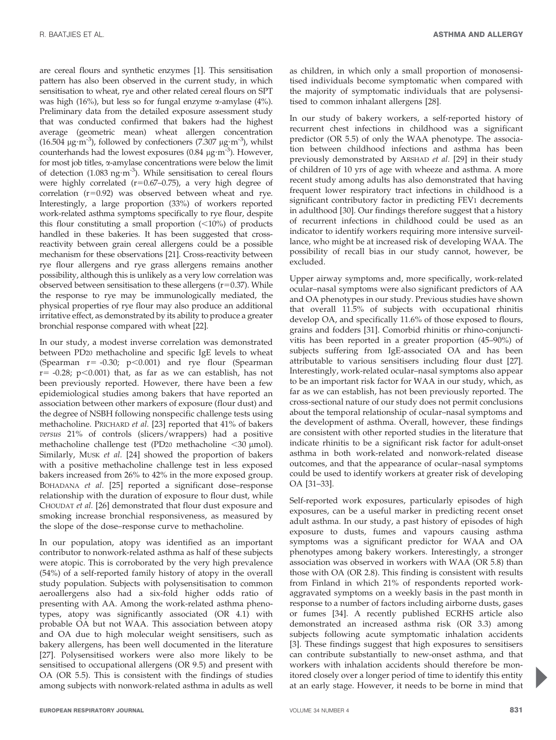are cereal flours and synthetic enzymes [1]. This sensitisation pattern has also been observed in the current study, in which sensitisation to wheat, rye and other related cereal flours on SPT was high (16%), but less so for fungal enzyme α-amylase (4%). Preliminary data from the detailed exposure assessment study that was conducted confirmed that bakers had the highest average (geometric mean) wheat allergen concentration (16.504 $\mu g \cdot m^{-3}$), followed by confectioners (7.307 $\mu g \cdot m^{-3}$), whilst counterhands had the lowest exposures (0.84 $\mu g \cdot m^{-3}$). However, for most job titles, α-amylase concentrations were below the limit of detection (1.083 $ng \cdot m^{-3}$). While sensitisation to cereal flours were highly correlated ($r=0.67$–$0.75$), a very high degree of correlation ($r=0.92$) was observed between wheat and rye. Interestingly, a large proportion (33%) of workers reported work-related asthma symptoms specifically to rye flour, despite this flour constituting a small proportion (<10%) of products handled in these bakeries. It has been suggested that cross-reactivity between grain cereal allergens could be a possible mechanism for these observations [21]. Cross-reactivity between rye flour allergens and rye grass allergens remains another possibility, although this is unlikely as a very low correlation was observed between sensitisation to these allergens ($r=0.37$). While the response to rye may be immunologically mediated, the physical properties of rye flour may also produce an additional irritative effect, as demonstrated by its ability to produce a greater bronchial response compared with wheat [22].

In our study, a modest inverse correlation was demonstrated between $PD_{20}$ methacholine and specific IgE levels to wheat (Spearman $r= -0.30$; $p<0.001$) and rye flour (Spearman $r= -0.28$; $p<0.001$) that, as far as we can establish, has not been previously reported. However, there have been a few epidemiological studies among bakers that have reported an association between other markers of exposure (flour dust) and the degree of NSBH following nonspecific challenge tests using methacholine. PRICHARD *et al.* [23] reported that 41% of bakers *versus* 21% of controls (slicers/wrappers) had a positive methacholine challenge test ($PD_{20}$ methacholine <30 μmol). Similarly, MUSK *et al.* [24] showed the proportion of bakers with a positive methacholine challenge test in less exposed bakers increased from 26% to 42% in the more exposed group. BOHADANA *et al.* [25] reported a significant dose–response relationship with the duration of exposure to flour dust, while CHOUDAT *et al.* [26] demonstrated that flour dust exposure and smoking increase bronchial responsiveness, as measured by the slope of the dose–response curve to methacholine.

In our population, atopy was identified as an important contributor to nonwork-related asthma as half of these subjects were atopic. This is corroborated by the very high prevalence (54%) of a self-reported family history of atopy in the overall study population. Subjects with polysensitisation to common aeroallergens also had a six-fold higher odds ratio of presenting with AA. Among the work-related asthma phenotypes, atopy was significantly associated (OR 4.1) with probable OA but not WAA. This association between atopy and OA due to high molecular weight sensitisers, such as bakery allergens, has been well documented in the literature [27]. Polysensitised workers were also more likely to be sensitised to occupational allergens (OR 9.5) and present with OA (OR 5.5). This is consistent with the findings of studies among subjects with nonwork-related asthma in adults as well as children, in which only a small proportion of monosensitised individuals become symptomatic when compared with the majority of symptomatic individuals that are polysensitised to common inhalant allergens [28].

In our study of bakery workers, a self-reported history of recurrent chest infections in childhood was a significant predictor (OR 5.5) of only the WAA phenotype. The association between childhood infections and asthma has been previously demonstrated by ARSHAD *et al.* [29] in their study of children of 10 yrs of age with wheeze and asthma. A more recent study among adults has also demonstrated that having frequent lower respiratory tract infections in childhood is a significant contributory factor in predicting $FEV_1$ decrements in adulthood [30]. Our findings therefore suggest that a history of recurrent infections in childhood could be used as an indicator to identify workers requiring more intensive surveillance, who might be at increased risk of developing WAA. The possibility of recall bias in our study cannot, however, be excluded.

Upper airway symptoms and, more specifically, work-related ocular–nasal symptoms were also significant predictors of AA and OA phenotypes in our study. Previous studies have shown that overall 11.5% of subjects with occupational rhinitis develop OA, and specifically 11.6% of those exposed to flours, grains and fodders [31]. Comorbid rhinitis or rhino-conjunctivitis has been reported in a greater proportion (45–90%) of subjects suffering from IgE-associated OA and has been attributable to various sensitisers including flour dust [27]. Interestingly, work-related ocular–nasal symptoms also appear to be an important risk factor for WAA in our study, which, as far as we can establish, has not been previously reported. The cross-sectional nature of our study does not permit conclusions about the temporal relationship of ocular–nasal symptoms and the development of asthma. Overall, however, these findings are consistent with other reported studies in the literature that indicate rhinitis to be a significant risk factor for adult-onset asthma in both work-related and nonwork-related disease outcomes, and that the appearance of ocular–nasal symptoms could be used to identify workers at greater risk of developing OA [31–33].

Self-reported work exposures, particularly episodes of high exposures, can be a useful marker in predicting recent onset adult asthma. In our study, a past history of episodes of high exposure to dusts, fumes and vapours causing asthma symptoms was a significant predictor for WAA and OA phenotypes among bakery workers. Interestingly, a stronger association was observed in workers with WAA (OR 5.8) than those with OA (OR 2.8). This finding is consistent with results from Finland in which 21% of respondents reported work-aggravated symptoms on a weekly basis in the past month in response to a number of factors including airborne dusts, gases or fumes [34]. A recently published ECRHS article also demonstrated an increased asthma risk (OR 3.3) among subjects following acute symptomatic inhalation accidents [3]. These findings suggest that high exposures to sensitisers can contribute substantially to new-onset asthma, and that workers with inhalation accidents should therefore be monitored closely over a longer period of time to identify this entity at an early stage. However, it needs to be borne in mind that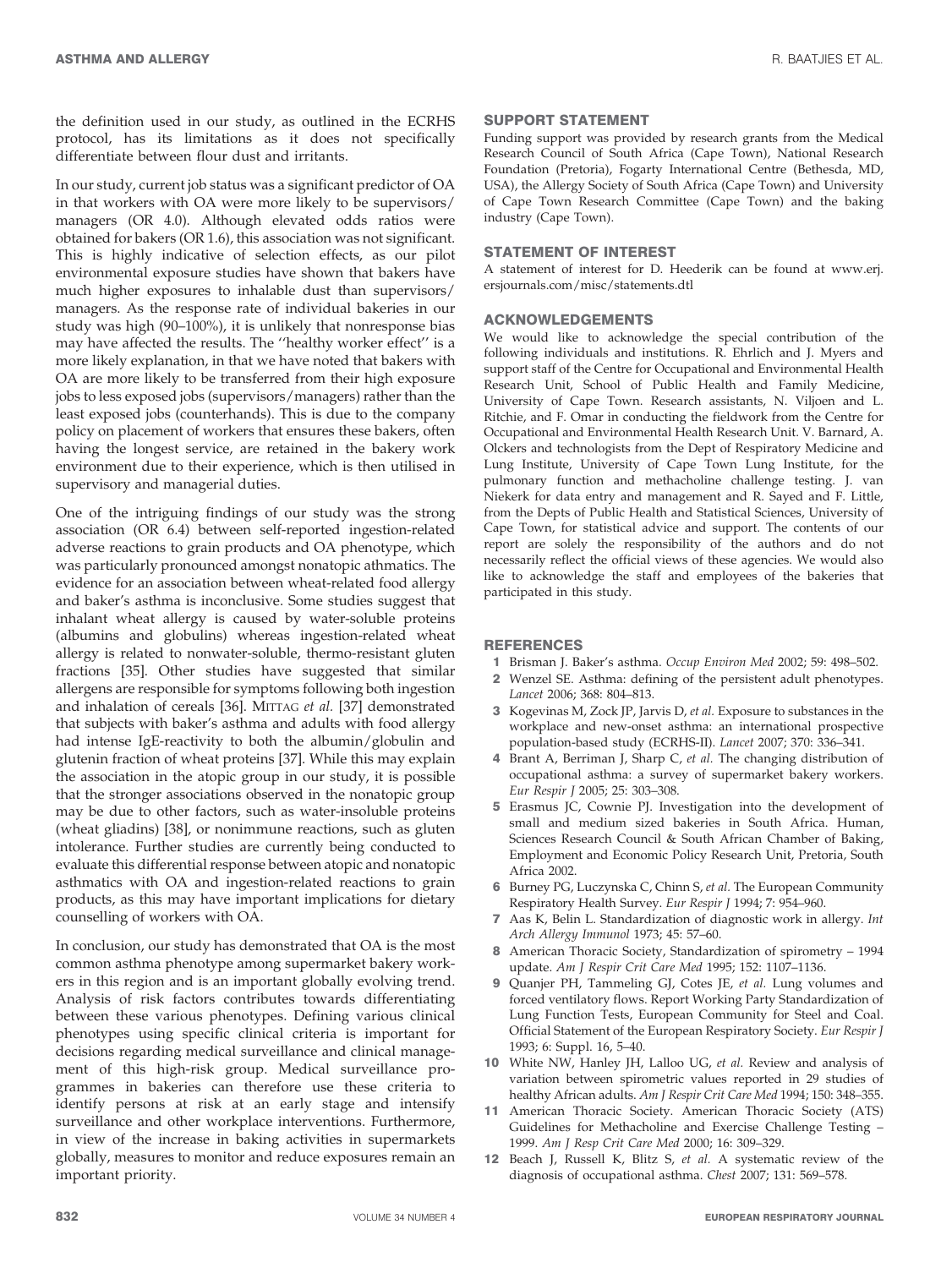the definition used in our study, as outlined in the ECRHS protocol, has its limitations as it does not specifically differentiate between flour dust and irritants.

In our study, current job status was a significant predictor of OA in that workers with OA were more likely to be supervisors/managers (OR 4.0). Although elevated odds ratios were obtained for bakers (OR 1.6), this association was not significant. This is highly indicative of selection effects, as our pilot environmental exposure studies have shown that bakers have much higher exposures to inhalable dust than supervisors/managers. As the response rate of individual bakeries in our study was high (90–100%), it is unlikely that nonresponse bias may have affected the results. The ''healthy worker effect'' is a more likely explanation, in that we have noted that bakers with OA are more likely to be transferred from their high exposure jobs to less exposed jobs (supervisors/managers) rather than the least exposed jobs (counterhands). This is due to the company policy on placement of workers that ensures these bakers, often having the longest service, are retained in the bakery work environment due to their experience, which is then utilised in supervisory and managerial duties.

One of the intriguing findings of our study was the strong association (OR 6.4) between self-reported ingestion-related adverse reactions to grain products and OA phenotype, which was particularly pronounced amongst nonatopic athmatics. The evidence for an association between wheat-related food allergy and baker's asthma is inconclusive. Some studies suggest that inhalant wheat allergy is caused by water-soluble proteins (albumins and globulins) whereas ingestion-related wheat allergy is related to nonwater-soluble, thermo-resistant gluten fractions [35]. Other studies have suggested that similar allergens are responsible for symptoms following both ingestion and inhalation of cereals [36]. Mittag *et al.* [37] demonstrated that subjects with baker's asthma and adults with food allergy had intense IgE-reactivity to both the albumin/globulin and glutenin fraction of wheat proteins [37]. While this may explain the association in the atopic group in our study, it is possible that the stronger associations observed in the nonatopic group may be due to other factors, such as water-insoluble proteins (wheat gliadins) [38], or nonimmune reactions, such as gluten intolerance. Further studies are currently being conducted to evaluate this differential response between atopic and nonatopic asthmatics with OA and ingestion-related reactions to grain products, as this may have important implications for dietary counselling of workers with OA.

In conclusion, our study has demonstrated that OA is the most common asthma phenotype among supermarket bakery workers in this region and is an important globally evolving trend. Analysis of risk factors contributes towards differentiating between these various phenotypes. Defining various clinical phenotypes using specific clinical criteria is important for decisions regarding medical surveillance and clinical management of this high-risk group. Medical surveillance programmes in bakeries can therefore use these criteria to identify persons at risk at an early stage and intensify surveillance and other workplace interventions. Furthermore, in view of the increase in baking activities in supermarkets globally, measures to monitor and reduce exposures remain an important priority.

## SUPPORT STATEMENT

Funding support was provided by research grants from the Medical Research Council of South Africa (Cape Town), National Research Foundation (Pretoria), Fogarty International Centre (Bethesda, MD, USA), the Allergy Society of South Africa (Cape Town) and University of Cape Town Research Committee (Cape Town) and the baking industry (Cape Town).

## STATEMENT OF INTEREST

A statement of interest for D. Heederik can be found at www.erj.ersjournals.com/misc/statements.dtl

## ACKNOWLEDGEMENTS

We would like to acknowledge the special contribution of the following individuals and institutions. R. Ehrlich and J. Myers and support staff of the Centre for Occupational and Environmental Health Research Unit, School of Public Health and Family Medicine, University of Cape Town. Research assistants, N. Viljoen and L. Ritchie, and F. Omar in conducting the fieldwork from the Centre for Occupational and Environmental Health Research Unit. V. Barnard, A. Olckers and technologists from the Dept of Respiratory Medicine and Lung Institute, University of Cape Town Lung Institute, for the pulmonary function and methacholine challenge testing. J. van Niekerk for data entry and management and R. Sayed and F. Little, from the Depts of Public Health and Statistical Sciences, University of Cape Town, for statistical advice and support. The contents of our report are solely the responsibility of the authors and do not necessarily reflect the official views of these agencies. We would also like to acknowledge the staff and employees of the bakeries that participated in this study.

## REFERENCES

1. Brisman J. Baker's asthma. *Occup Environ Med* 2002; 59: 498–502.
2. Wenzel SE. Asthma: defining of the persistent adult phenotypes. *Lancet* 2006; 368: 804–813.
3. Kogevinas M, Zock JP, Jarvis D, *et al.* Exposure to substances in the workplace and new-onset asthma: an international prospective population-based study (ECRHS-II). *Lancet* 2007; 370: 336–341.
4. Brant A, Berriman J, Sharp C, *et al.* The changing distribution of occupational asthma: a survey of supermarket bakery workers. *Eur Respir J* 2005; 25: 303–308.
5. Erasmus JC, Cownie PJ. Investigation into the development of small and medium sized bakeries in South Africa. Human, Sciences Research Council & South African Chamber of Baking, Employment and Economic Policy Research Unit, Pretoria, South Africa 2002.
6. Burney PG, Luczynska C, Chinn S, *et al.* The European Community Respiratory Health Survey. *Eur Respir J* 1994; 7: 954–960.
7. Aas K, Belin L. Standardization of diagnostic work in allergy. *Int Arch Allergy Immunol* 1973; 45: 57–60.
8. American Thoracic Society, Standardization of spirometry – 1994 update. *Am J Respir Crit Care Med* 1995; 152: 1107–1136.
9. Quanjer PH, Tammeling GJ, Cotes JE, *et al.* Lung volumes and forced ventilatory flows. Report Working Party Standardization of Lung Function Tests, European Community for Steel and Coal. Official Statement of the European Respiratory Society. *Eur Respir J* 1993; 6: Suppl. 16, 5–40.
10. White NW, Hanley JH, Lalloo UG, *et al.* Review and analysis of variation between spirometric values reported in 29 studies of healthy African adults. *Am J Respir Crit Care Med* 1994; 150: 348–355.
11. American Thoracic Society. American Thoracic Society (ATS) Guidelines for Methacholine and Exercise Challenge Testing – 1999. *Am J Resp Crit Care Med* 2000; 16: 309–329.
12. Beach J, Russell K, Blitz S, *et al.* A systematic review of the diagnosis of occupational asthma. *Chest* 2007; 131: 569–578.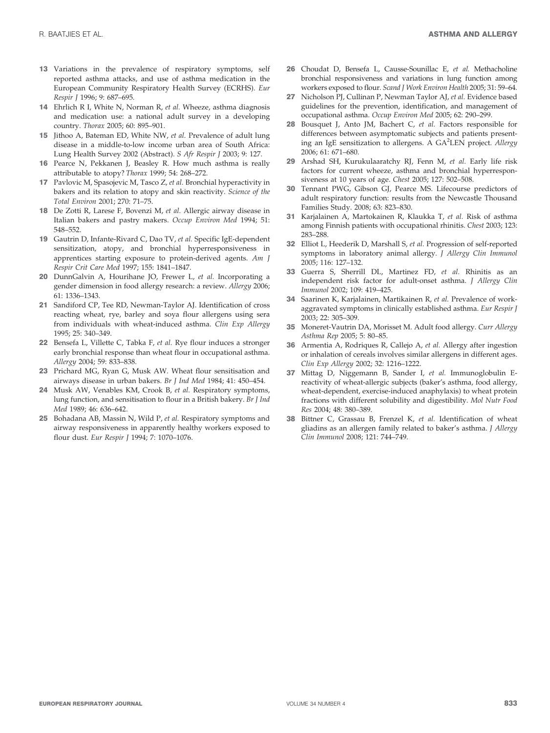13 Variations in the prevalence of respiratory symptoms, self reported asthma attacks, and use of asthma medication in the European Community Respiratory Health Survey (ECRHS). *Eur Respir J* 1996; 9: 687–695.

14 Ehrlich R I, White N, Norman R, *et al*. Wheeze, asthma diagnosis and medication use: a national adult survey in a developing country. *Thorax* 2005; 60: 895–901.

15 Jithoo A, Bateman ED, White NW, *et al*. Prevalence of adult lung disease in a middle-to-low income urban area of South Africa: Lung Health Survey 2002 (Abstract). *S Afr Respir J* 2003; 9: 127.

16 Pearce N, Pekkanen J, Beasley R. How much asthma is really attributable to atopy? *Thorax* 1999; 54: 268–272.

17 Pavlovic M, Spasojevic M, Tasco Z, *et al.* Bronchial hyperactivity in bakers and its relation to atopy and skin reactivity. *Science of the Total Environ* 2001; 270: 71–75.

18 De Zotti R, Larese F, Bovenzi M, *et al.* Allergic airway disease in Italian bakers and pastry makers. *Occup Environ Med* 1994; 51: 548–552.

19 Gautrin D, Infante-Rivard C, Dao TV, *et al.* Specific IgE-dependent sensitization, atopy, and bronchial hyperresponsiveness in apprentices starting exposure to protein-derived agents. *Am J Respir Crit Care Med* 1997; 155: 1841–1847.

20 DunnGalvin A, Hourihane JO, Frewer L, *et al.* Incorporating a gender dimension in food allergy research: a review. *Allergy* 2006; 61: 1336–1343.

21 Sandiford CP, Tee RD, Newman-Taylor AJ. Identification of cross reacting wheat, rye, barley and soya flour allergens using sera from individuals with wheat-induced asthma. *Clin Exp Allergy* 1995; 25: 340–349.

22 Bensefa L, Villette C, Tabka F, *et al.* Rye flour induces a stronger early bronchial response than wheat flour in occupational asthma. *Allergy* 2004; 59: 833–838.

23 Prichard MG, Ryan G, Musk AW. Wheat flour sensitisation and airways disease in urban bakers. *Br J Ind Med* 1984; 41: 450–454.

24 Musk AW, Venables KM, Crook B, *et al.* Respiratory symptoms, lung function, and sensitisation to flour in a British bakery. *Br J Ind Med* 1989; 46: 636–642.

25 Bohadana AB, Massin N, Wild P, *et al.* Respiratory symptoms and airway responsiveness in apparently healthy workers exposed to flour dust. *Eur Respir J* 1994; 7: 1070–1076.

26 Choudat D, Bensefa L, Causse-Sounillac E, *et al.* Methacholine bronchial responsiveness and variations in lung function among workers exposed to flour. *Scand J Work Environ Health* 2005; 31: 59–64.

27 Nicholson PJ, Cullinan P, Newman Taylor AJ, *et al.* Evidence based guidelines for the prevention, identification, and management of occupational asthma. *Occup Environ Med* 2005; 62: 290–299.

28 Bousquet J, Anto JM, Bachert C, *et al.* Factors responsible for differences between asymptomatic subjects and patients presenting an IgE sensitization to allergens. A GA$^2$LEN project. *Allergy* 2006; 61: 671–680.

29 Arshad SH, Kurukulaaratchy RJ, Fenn M, *et al.* Early life risk factors for current wheeze, asthma and bronchial hyperresponsiveness at 10 years of age. *Chest* 2005; 127: 502–508.

30 Tennant PWG, Gibson GJ, Pearce MS. Lifecourse predictors of adult respiratory function: results from the Newcastle Thousand Families Study. 2008; 63: 823–830.

31 Karjalainen A, Martokainen R, Klaukka T, *et al.* Risk of asthma among Finnish patients with occupational rhinitis. *Chest* 2003; 123: 283–288.

32 Elliot L, Heederik D, Marshall S, *et al.* Progression of self-reported symptoms in laboratory animal allergy. *J Allergy Clin Immunol* 2005; 116: 127–132.

33 Guerra S, Sherrill DL, Martinez FD, *et al.* Rhinitis as an independent risk factor for adult-onset asthma. *J Allergy Clin Immunol* 2002; 109: 419–425.

34 Saarinen K, Karjalainen, Martikainen R, *et al.* Prevalence of work-aggravated symptoms in clinically established asthma. *Eur Respir J* 2003; 22: 305–309.

35 Moneret-Vautrin DA, Morisset M. Adult food allergy. *Curr Allergy Asthma Rep* 2005; 5: 80–85.

36 Armentia A, Rodriques R, Callejo A, *et al.* Allergy after ingestion or inhalation of cereals involves similar allergens in different ages. *Clin Exp Allergy* 2002; 32: 1216–1222.

37 Mittag D, Niggemann B, Sander I, *et al.* Immunoglobulin E-reactivity of wheat-allergic subjects (baker's asthma, food allergy, wheat-dependent, exercise-induced anaphylaxis) to wheat protein fractions with different solubility and digestibility. *Mol Nutr Food Res* 2004; 48: 380–389.

38 Bittner C, Grassau B, Frenzel K, *et al.* Identification of wheat gliadins as an allergen family related to baker's asthma. *J Allergy Clin Immunol* 2008; 121: 744–749.